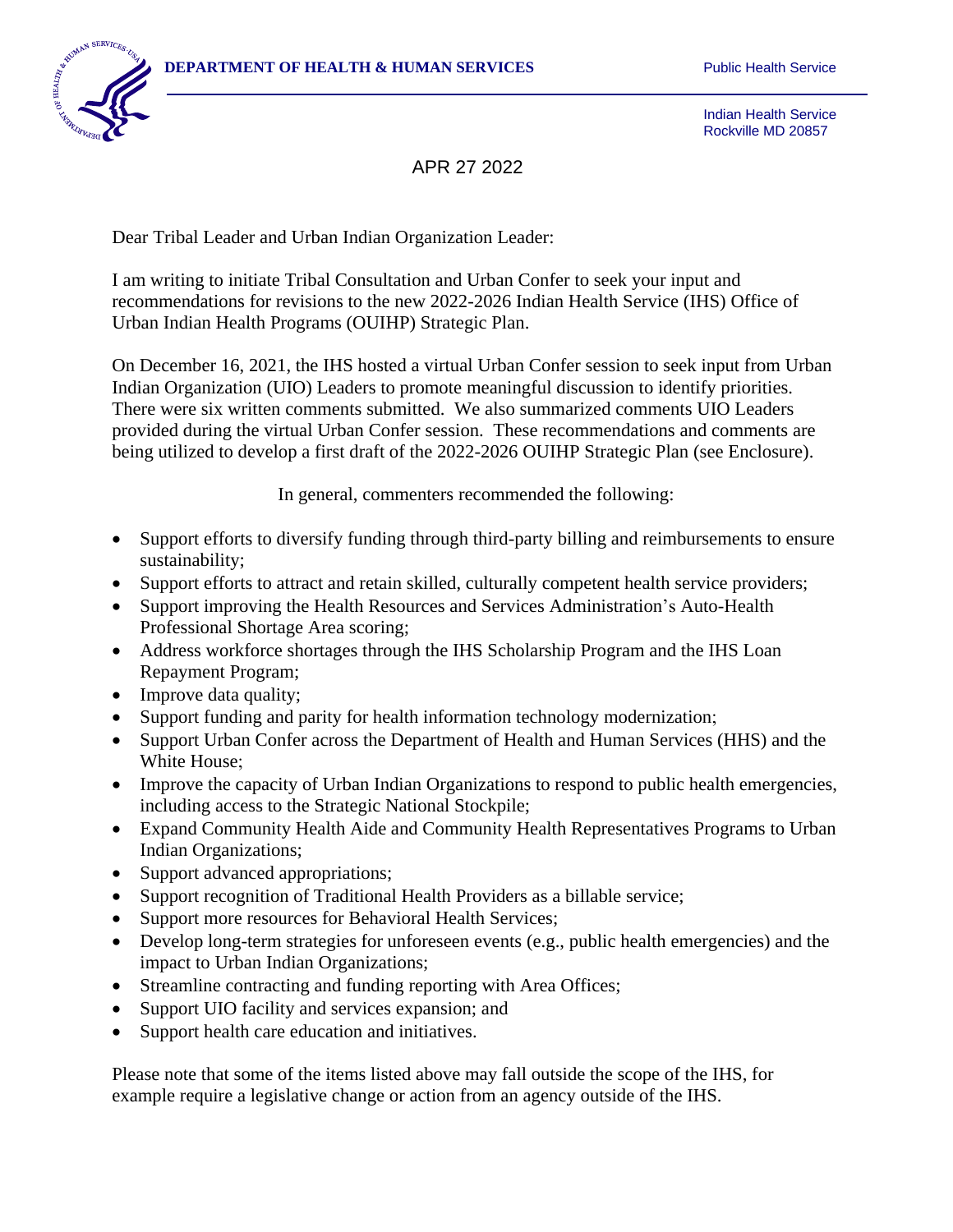**DEPARTMENT OF HEALTH & HUMAN SERVICES** Public Health Service

Indian Health Service
Rockville MD 20857

APR 27 2022

Dear Tribal Leader and Urban Indian Organization Leader:

I am writing to initiate Tribal Consultation and Urban Confer to seek your input and recommendations for revisions to the new 2022-2026 Indian Health Service (IHS) Office of Urban Indian Health Programs (OUIHP) Strategic Plan.

On December 16, 2021, the IHS hosted a virtual Urban Confer session to seek input from Urban Indian Organization (UIO) Leaders to promote meaningful discussion to identify priorities. There were six written comments submitted. We also summarized comments UIO Leaders provided during the virtual Urban Confer session. These recommendations and comments are being utilized to develop a first draft of the 2022-2026 OUIHP Strategic Plan (see Enclosure).

In general, commenters recommended the following:

- Support efforts to diversify funding through third-party billing and reimbursements to ensure sustainability;
- Support efforts to attract and retain skilled, culturally competent health service providers;
- Support improving the Health Resources and Services Administration's Auto-Health Professional Shortage Area scoring;
- Address workforce shortages through the IHS Scholarship Program and the IHS Loan Repayment Program;
- Improve data quality;
- Support funding and parity for health information technology modernization;
- Support Urban Confer across the Department of Health and Human Services (HHS) and the White House;
- Improve the capacity of Urban Indian Organizations to respond to public health emergencies, including access to the Strategic National Stockpile;
- Expand Community Health Aide and Community Health Representatives Programs to Urban Indian Organizations;
- Support advanced appropriations;
- Support recognition of Traditional Health Providers as a billable service;
- Support more resources for Behavioral Health Services;
- Develop long-term strategies for unforeseen events (e.g., public health emergencies) and the impact to Urban Indian Organizations;
- Streamline contracting and funding reporting with Area Offices;
- Support UIO facility and services expansion; and
- Support health care education and initiatives.

Please note that some of the items listed above may fall outside the scope of the IHS, for example require a legislative change or action from an agency outside of the IHS.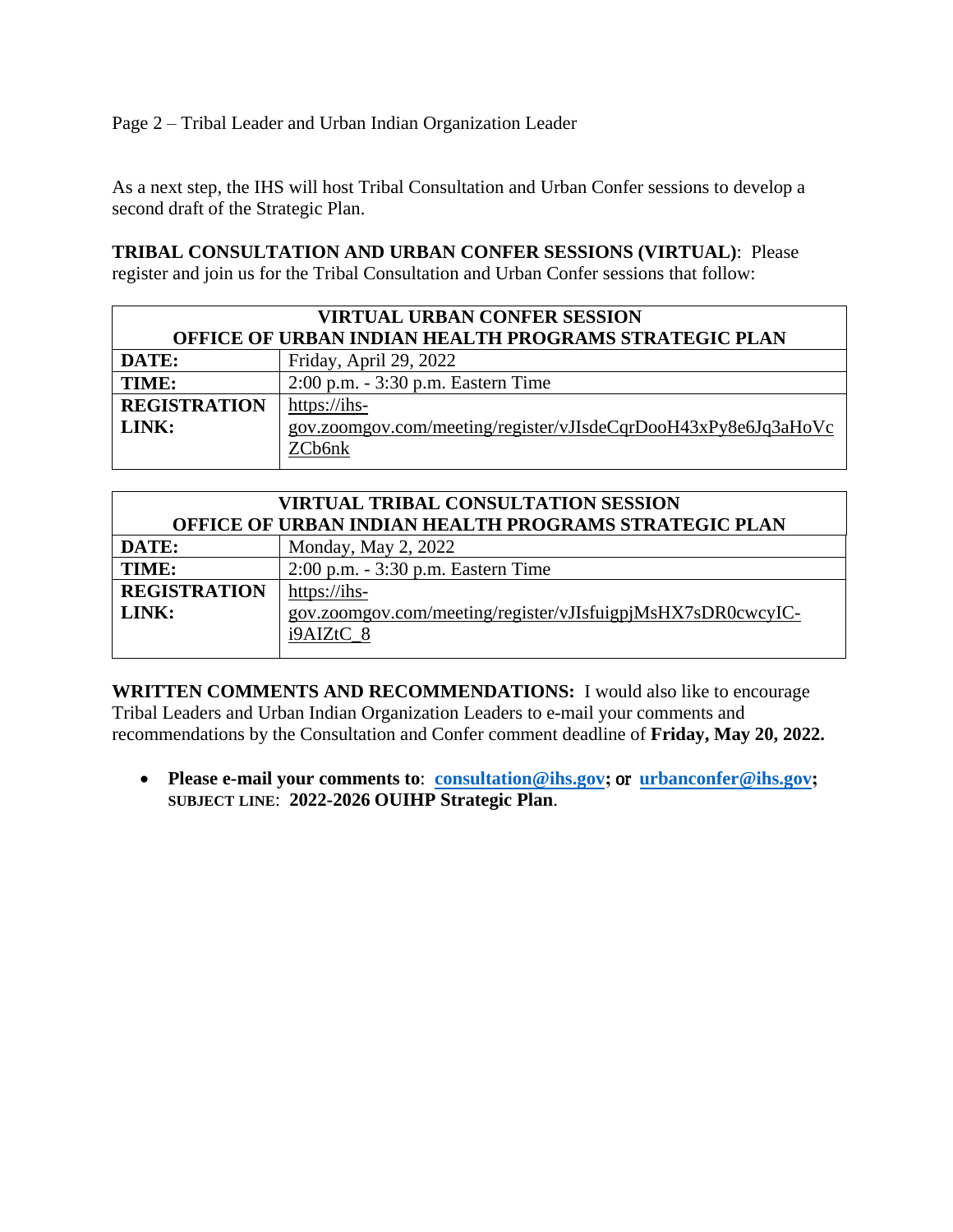As a next step, the IHS will host Tribal Consultation and Urban Confer sessions to develop a second draft of the Strategic Plan.

**TRIBAL CONSULTATION AND URBAN CONFER SESSIONS (VIRTUAL)**: Please register and join us for the Tribal Consultation and Urban Confer sessions that follow:

| VIRTUAL URBAN CONFER SESSION<br>OFFICE OF URBAN INDIAN HEALTH PROGRAMS STRATEGIC PLAN | |
|---|---|
| **DATE:** | Friday, April 29, 2022 |
| **TIME:** | 2:00 p.m. - 3:30 p.m. Eastern Time |
| **REGISTRATION LINK:** | https://ihs-gov.zoomgov.com/meeting/register/vJIsdeCqrDooH43xPy8e6Jq3aHoVcZCb6nk |

| VIRTUAL TRIBAL CONSULTATION SESSION<br>OFFICE OF URBAN INDIAN HEALTH PROGRAMS STRATEGIC PLAN | |
|---|---|
| **DATE:** | Monday, May 2, 2022 |
| **TIME:** | 2:00 p.m. - 3:30 p.m. Eastern Time |
| **REGISTRATION LINK:** | https://ihs-gov.zoomgov.com/meeting/register/vJIsfuigpjMsHX7sDR0cwcyIC-i9AIZtC_8 |

**WRITTEN COMMENTS AND RECOMMENDATIONS:** I would also like to encourage Tribal Leaders and Urban Indian Organization Leaders to e-mail your comments and recommendations by the Consultation and Confer comment deadline of **Friday, May 20, 2022.**

- **Please e-mail your comments to**: **consultation@ihs.gov; or urbanconfer@ihs.gov; SUBJECT LINE**: **2022-2026 OUIHP Strategic Plan**.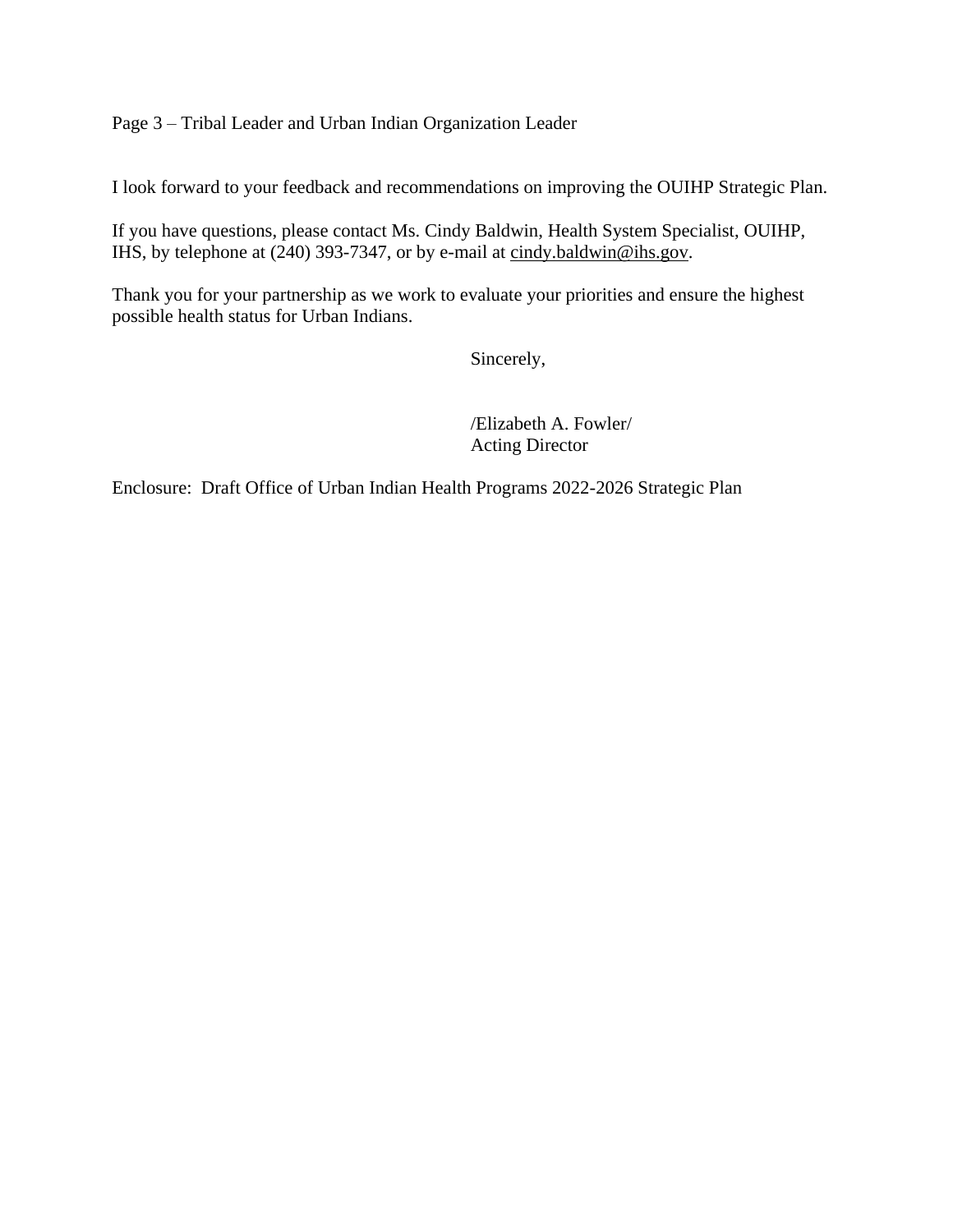I look forward to your feedback and recommendations on improving the OUIHP Strategic Plan.

If you have questions, please contact Ms. Cindy Baldwin, Health System Specialist, OUIHP, IHS, by telephone at (240) 393-7347, or by e-mail at cindy.baldwin@ihs.gov.

Thank you for your partnership as we work to evaluate your priorities and ensure the highest possible health status for Urban Indians.

Sincerely,

/Elizabeth A. Fowler/
Acting Director

Enclosure: Draft Office of Urban Indian Health Programs 2022-2026 Strategic Plan